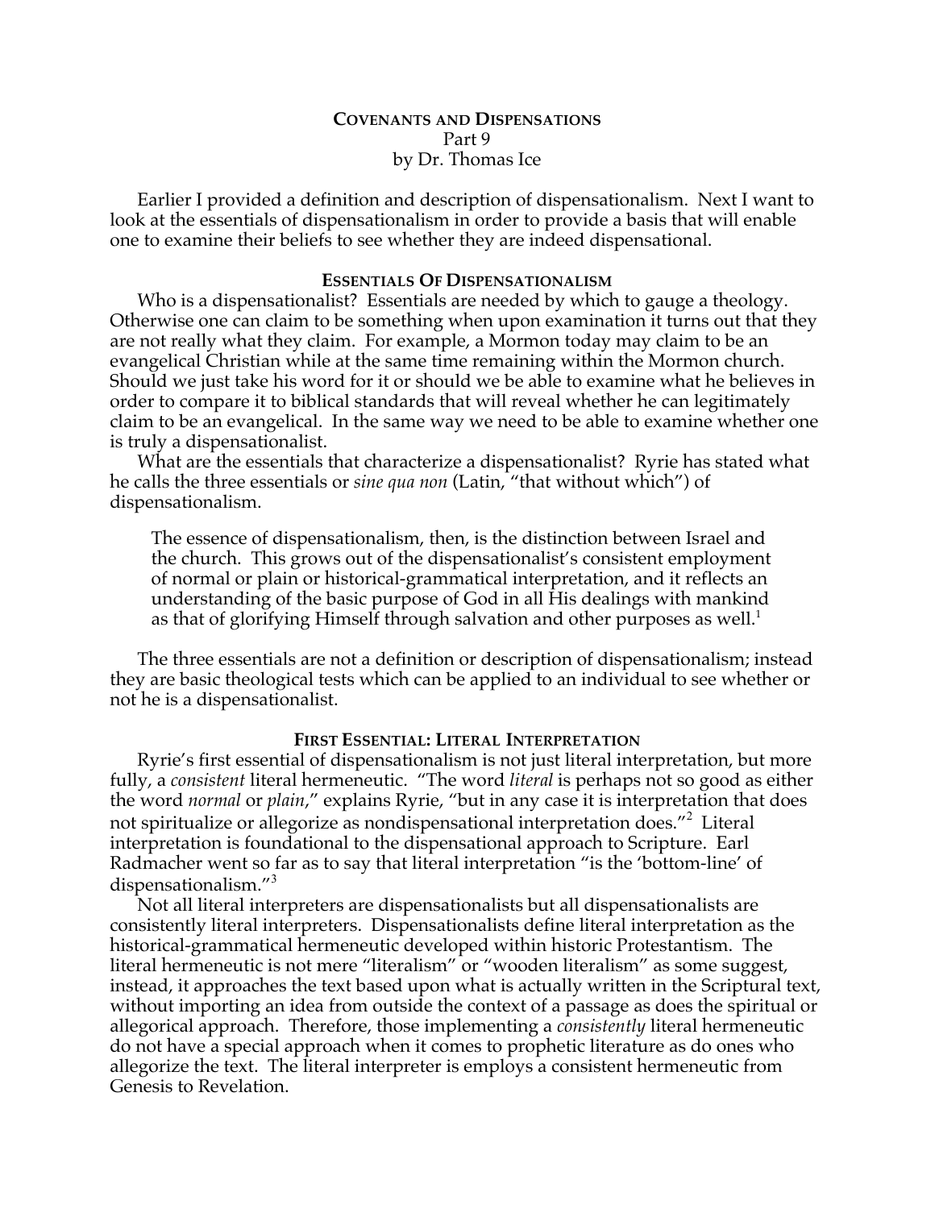# COVENANTS AND DISPENSATIONS

Part 9

by Dr. Thomas Ice

Earlier I provided a definition and description of dispensationalism. Next I want to look at the essentials of dispensationalism in order to provide a basis that will enable one to examine their beliefs to see whether they are indeed dispensational.

## ESSENTIALS OF DISPENSATIONALISM

Who is a dispensationalist? Essentials are needed by which to gauge a theology. Otherwise one can claim to be something when upon examination it turns out that they are not really what they claim. For example, a Mormon today may claim to be an evangelical Christian while at the same time remaining within the Mormon church. Should we just take his word for it or should we be able to examine what he believes in order to compare it to biblical standards that will reveal whether he can legitimately claim to be an evangelical. In the same way we need to be able to examine whether one is truly a dispensationalist.

What are the essentials that characterize a dispensationalist? Ryrie has stated what he calls the three essentials or *sine qua non* (Latin, "that without which") of dispensationalism.

> The essence of dispensationalism, then, is the distinction between Israel and the church. This grows out of the dispensationalist's consistent employment of normal or plain or historical-grammatical interpretation, and it reflects an understanding of the basic purpose of God in all His dealings with mankind as that of glorifying Himself through salvation and other purposes as well.[1]

The three essentials are not a definition or description of dispensationalism; instead they are basic theological tests which can be applied to an individual to see whether or not he is a dispensationalist.

## FIRST ESSENTIAL: LITERAL INTERPRETATION

Ryrie's first essential of dispensationalism is not just literal interpretation, but more fully, a *consistent* literal hermeneutic. "The word *literal* is perhaps not so good as either the word *normal* or *plain*," explains Ryrie, "but in any case it is interpretation that does not spiritualize or allegorize as nondispensational interpretation does."[2] Literal interpretation is foundational to the dispensational approach to Scripture. Earl Radmacher went so far as to say that literal interpretation "is the 'bottom-line' of dispensationalism."[3]

Not all literal interpreters are dispensationalists but all dispensationalists are consistently literal interpreters. Dispensationalists define literal interpretation as the historical-grammatical hermeneutic developed within historic Protestantism. The literal hermeneutic is not mere "literalism" or "wooden literalism" as some suggest, instead, it approaches the text based upon what is actually written in the Scriptural text, without importing an idea from outside the context of a passage as does the spiritual or allegorical approach. Therefore, those implementing a *consistently* literal hermeneutic do not have a special approach when it comes to prophetic literature as do ones who allegorize the text. The literal interpreter is employs a consistent hermeneutic from Genesis to Revelation.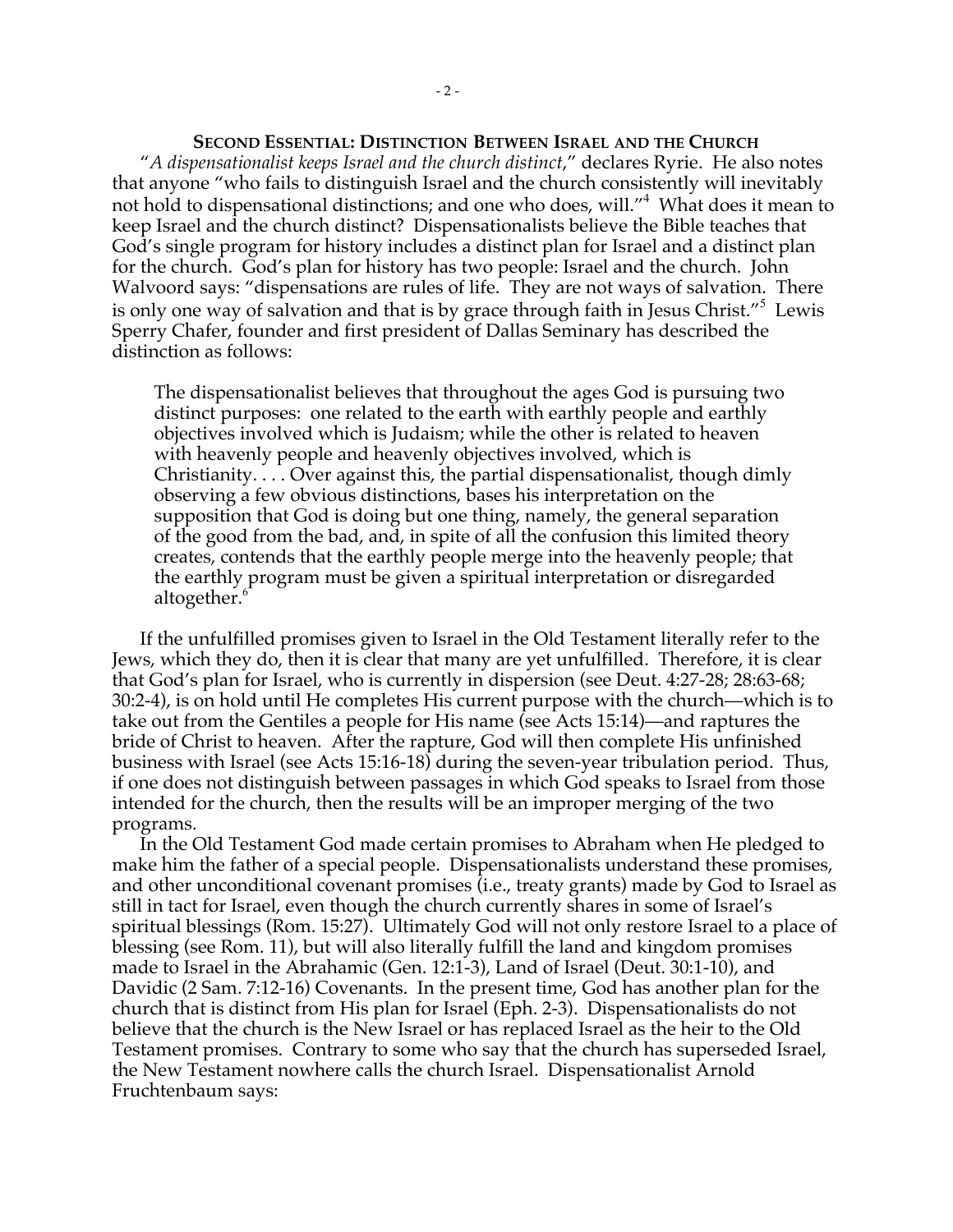## SECOND ESSENTIAL: DISTINCTION BETWEEN ISRAEL AND THE CHURCH

"*A dispensationalist keeps Israel and the church distinct*," declares Ryrie. He also notes that anyone "who fails to distinguish Israel and the church consistently will inevitably not hold to dispensational distinctions; and one who does, will."[4] What does it mean to keep Israel and the church distinct? Dispensationalists believe the Bible teaches that God's single program for history includes a distinct plan for Israel and a distinct plan for the church. God's plan for history has two people: Israel and the church. John Walvoord says: "dispensations are rules of life. They are not ways of salvation. There is only one way of salvation and that is by grace through faith in Jesus Christ."[5] Lewis Sperry Chafer, founder and first president of Dallas Seminary has described the distinction as follows:

> The dispensationalist believes that throughout the ages God is pursuing two distinct purposes: one related to the earth with earthly people and earthly objectives involved which is Judaism; while the other is related to heaven with heavenly people and heavenly objectives involved, which is Christianity. . . . Over against this, the partial dispensationalist, though dimly observing a few obvious distinctions, bases his interpretation on the supposition that God is doing but one thing, namely, the general separation of the good from the bad, and, in spite of all the confusion this limited theory creates, contends that the earthly people merge into the heavenly people; that the earthly program must be given a spiritual interpretation or disregarded altogether.[6]

If the unfulfilled promises given to Israel in the Old Testament literally refer to the Jews, which they do, then it is clear that many are yet unfulfilled. Therefore, it is clear that God's plan for Israel, who is currently in dispersion (see Deut. 4:27-28; 28:63-68; 30:2-4), is on hold until He completes His current purpose with the church—which is to take out from the Gentiles a people for His name (see Acts 15:14)—and raptures the bride of Christ to heaven. After the rapture, God will then complete His unfinished business with Israel (see Acts 15:16-18) during the seven-year tribulation period. Thus, if one does not distinguish between passages in which God speaks to Israel from those intended for the church, then the results will be an improper merging of the two programs.

In the Old Testament God made certain promises to Abraham when He pledged to make him the father of a special people. Dispensationalists understand these promises, and other unconditional covenant promises (i.e., treaty grants) made by God to Israel as still in tact for Israel, even though the church currently shares in some of Israel's spiritual blessings (Rom. 15:27). Ultimately God will not only restore Israel to a place of blessing (see Rom. 11), but will also literally fulfill the land and kingdom promises made to Israel in the Abrahamic (Gen. 12:1-3), Land of Israel (Deut. 30:1-10), and Davidic (2 Sam. 7:12-16) Covenants. In the present time, God has another plan for the church that is distinct from His plan for Israel (Eph. 2-3). Dispensationalists do not believe that the church is the New Israel or has replaced Israel as the heir to the Old Testament promises. Contrary to some who say that the church has superseded Israel, the New Testament nowhere calls the church Israel. Dispensationalist Arnold Fruchtenbaum says: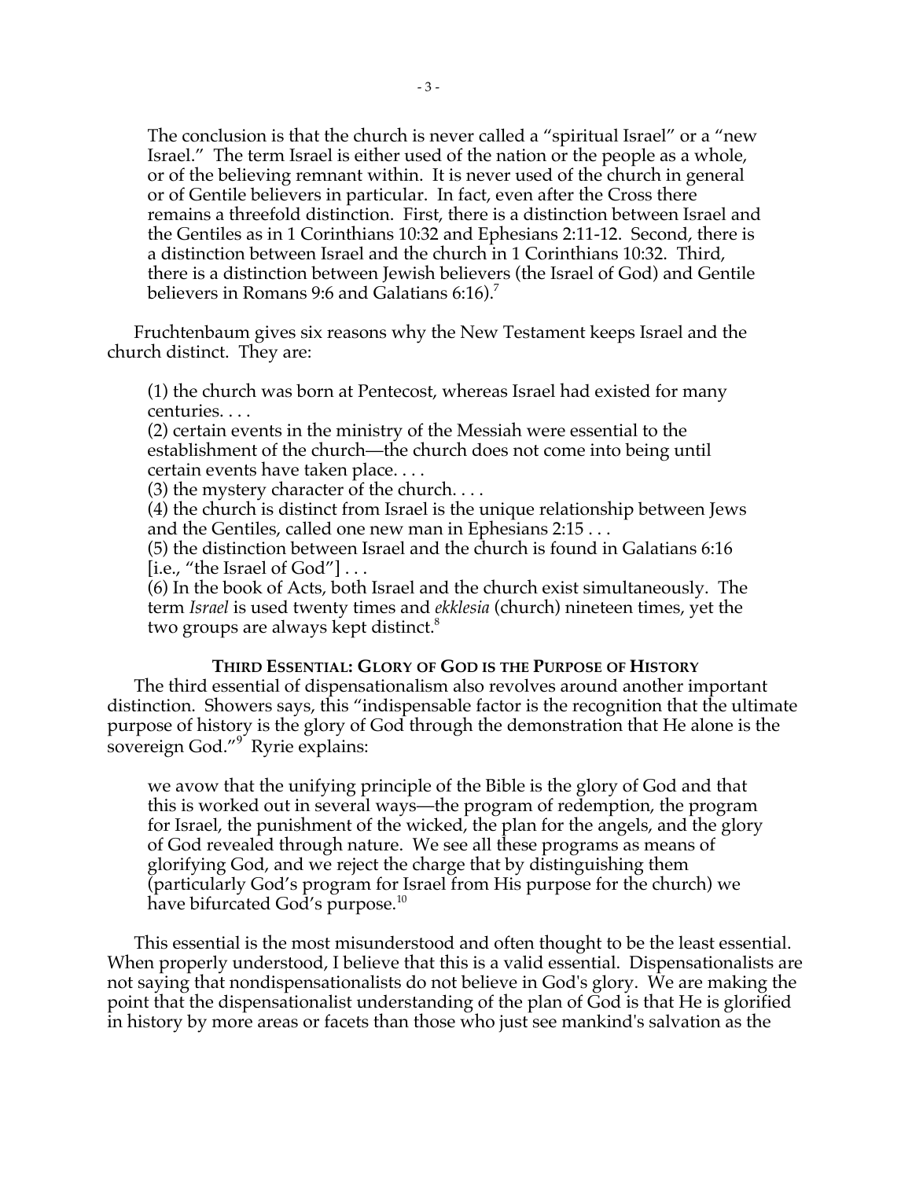> The conclusion is that the church is never called a "spiritual Israel" or a "new Israel." The term Israel is either used of the nation or the people as a whole, or of the believing remnant within. It is never used of the church in general or of Gentile believers in particular. In fact, even after the Cross there remains a threefold distinction. First, there is a distinction between Israel and the Gentiles as in 1 Corinthians 10:32 and Ephesians 2:11-12. Second, there is a distinction between Israel and the church in 1 Corinthians 10:32. Third, there is a distinction between Jewish believers (the Israel of God) and Gentile believers in Romans 9:6 and Galatians 6:16).[7]

Fruchtenbaum gives six reasons why the New Testament keeps Israel and the church distinct. They are:

> (1) the church was born at Pentecost, whereas Israel had existed for many centuries. . . .
> (2) certain events in the ministry of the Messiah were essential to the establishment of the church—the church does not come into being until certain events have taken place. . . .
> (3) the mystery character of the church. . . .
> (4) the church is distinct from Israel is the unique relationship between Jews and the Gentiles, called one new man in Ephesians 2:15 . . .
> (5) the distinction between Israel and the church is found in Galatians 6:16 [i.e., "the Israel of God"] . . .
> (6) In the book of Acts, both Israel and the church exist simultaneously. The term *Israel* is used twenty times and *ekklesia* (church) nineteen times, yet the two groups are always kept distinct.[8]

### THIRD ESSENTIAL: GLORY OF GOD IS THE PURPOSE OF HISTORY

The third essential of dispensationalism also revolves around another important distinction. Showers says, this "indispensable factor is the recognition that the ultimate purpose of history is the glory of God through the demonstration that He alone is the sovereign God."[9] Ryrie explains:

> we avow that the unifying principle of the Bible is the glory of God and that this is worked out in several ways—the program of redemption, the program for Israel, the punishment of the wicked, the plan for the angels, and the glory of God revealed through nature. We see all these programs as means of glorifying God, and we reject the charge that by distinguishing them (particularly God's program for Israel from His purpose for the church) we have bifurcated God's purpose.[10]

This essential is the most misunderstood and often thought to be the least essential. When properly understood, I believe that this is a valid essential. Dispensationalists are not saying that nondispensationalists do not believe in God's glory. We are making the point that the dispensationalist understanding of the plan of God is that He is glorified in history by more areas or facets than those who just see mankind's salvation as the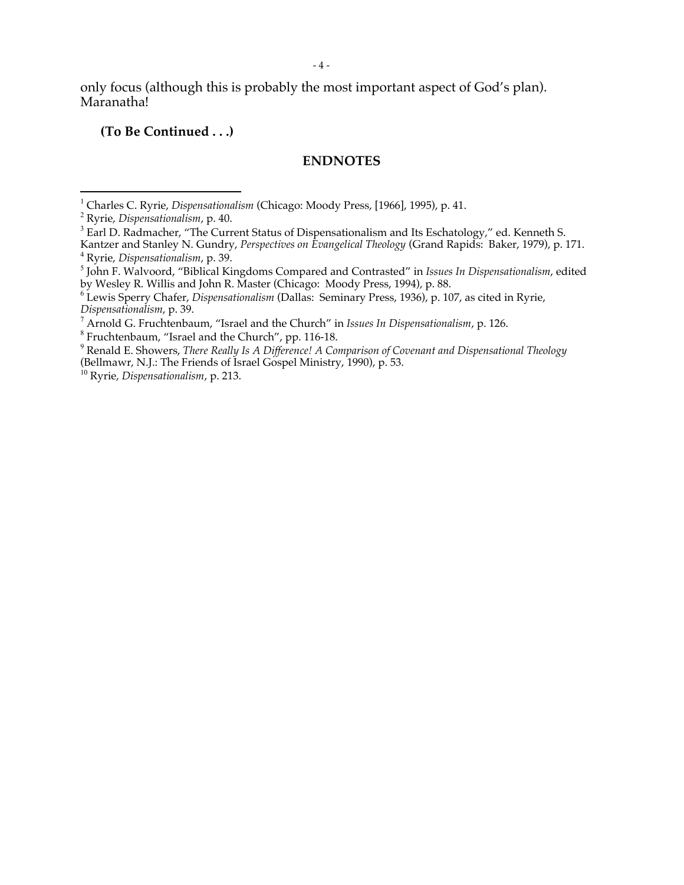only focus (although this is probably the most important aspect of God's plan). Maranatha!

**(To Be Continued . . .)**

## ENDNOTES

[1] Charles C. Ryrie, *Dispensationalism* (Chicago: Moody Press, [1966], 1995), p. 41.

[2] Ryrie, *Dispensationalism*, p. 40.

[3] Earl D. Radmacher, "The Current Status of Dispensationalism and Its Eschatology," ed. Kenneth S. Kantzer and Stanley N. Gundry, *Perspectives on Evangelical Theology* (Grand Rapids: Baker, 1979), p. 171.

[4] Ryrie, *Dispensationalism*, p. 39.

[5] John F. Walvoord, "Biblical Kingdoms Compared and Contrasted" in *Issues In Dispensationalism*, edited by Wesley R. Willis and John R. Master (Chicago: Moody Press, 1994), p. 88.

[6] Lewis Sperry Chafer, *Dispensationalism* (Dallas: Seminary Press, 1936), p. 107, as cited in Ryrie, *Dispensationalism*, p. 39.

[7] Arnold G. Fruchtenbaum, "Israel and the Church" in *Issues In Dispensationalism*, p. 126.

[8] Fruchtenbaum, "Israel and the Church", pp. 116-18.

[9] Renald E. Showers, *There Really Is A Difference! A Comparison of Covenant and Dispensational Theology* (Bellmawr, N.J.: The Friends of Israel Gospel Ministry, 1990), p. 53.

[10] Ryrie, *Dispensationalism*, p. 213.